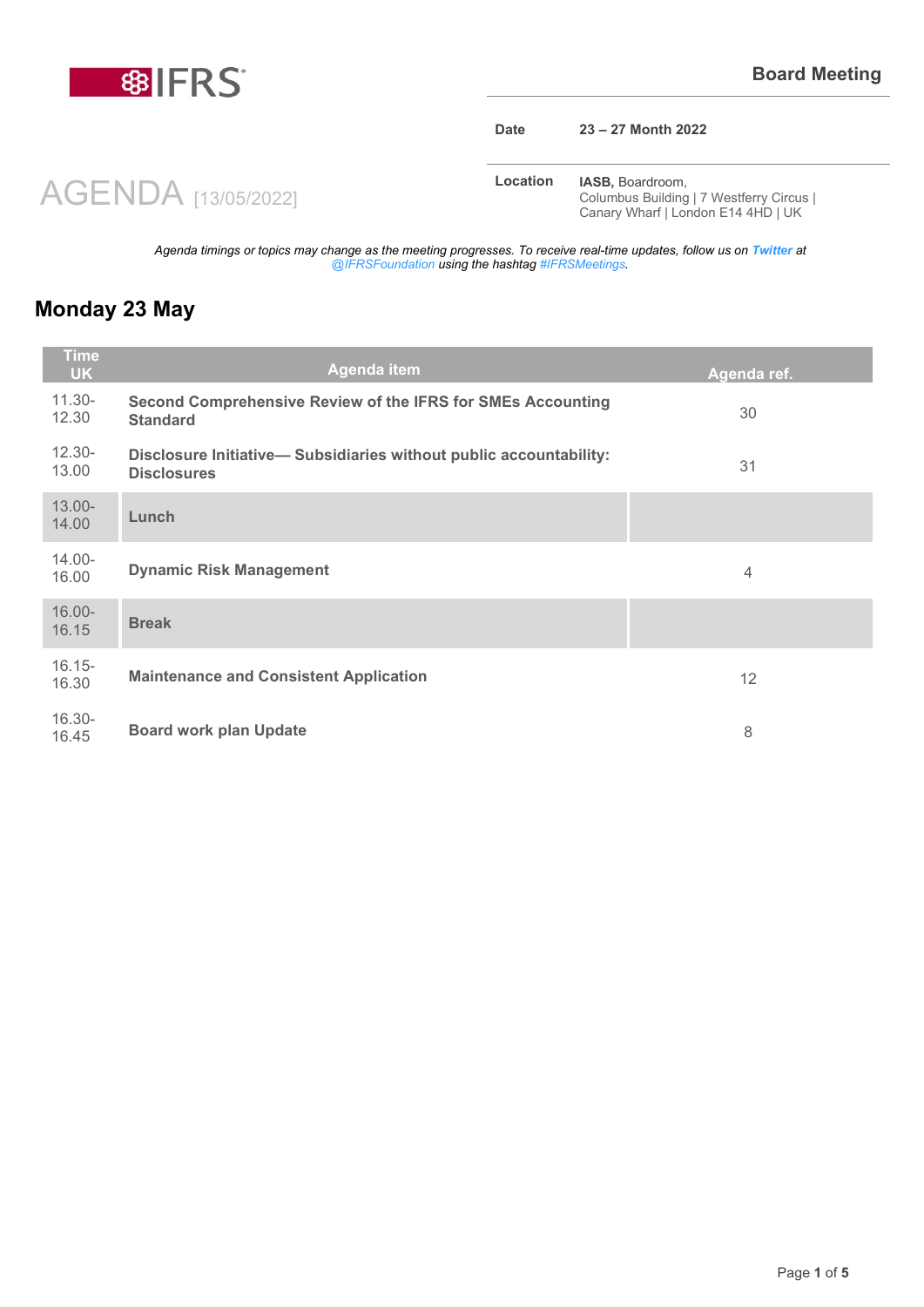IFRS

**Board Meeting**

| | |
|---|---|
| **Date** | **23 – 27 Month 2022** |
| **Location** | **IASB,** Boardroom, Columbus Building \| 7 Westferry Circus \| Canary Wharf \| London E14 4HD \| UK |

# AGENDA [13/05/2022]

*Agenda timings or topics may change as the meeting progresses. To receive real-time updates, follow us on **Twitter** at @IFRSFoundation using the hashtag #IFRSMeetings.*

## Monday 23 May

| Time UK | Agenda item | Agenda ref. |
|---|---|---|
| 11.30-12.30 | **Second Comprehensive Review of the IFRS for SMEs Accounting Standard** | 30 |
| 12.30-13.00 | **Disclosure Initiative— Subsidiaries without public accountability: Disclosures** | 31 |
| 13.00-14.00 | **Lunch** | |
| 14.00-16.00 | **Dynamic Risk Management** | 4 |
| 16.00-16.15 | **Break** | |
| 16.15-16.30 | **Maintenance and Consistent Application** | 12 |
| 16.30-16.45 | **Board work plan Update** | 8 |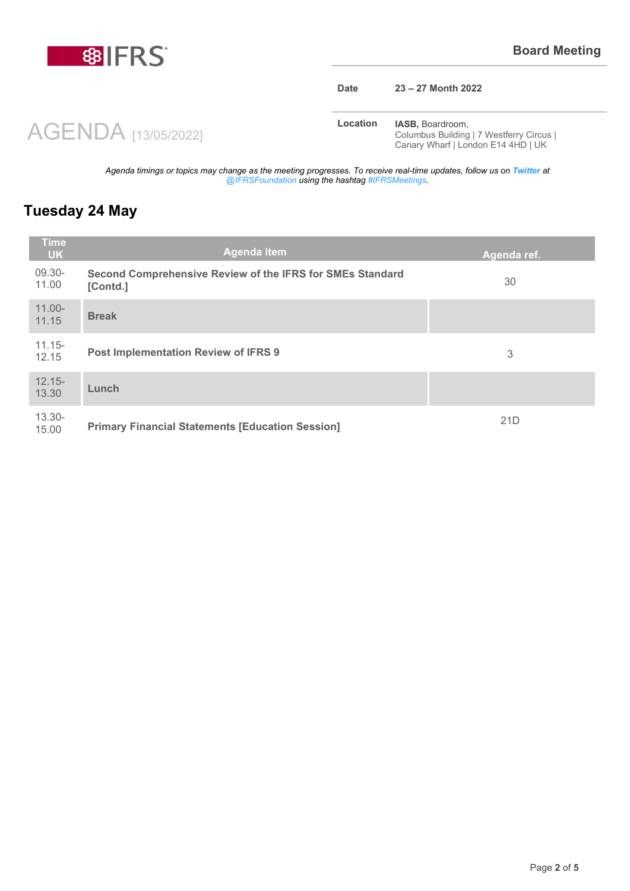**Board Meeting**

| | |
|---|---|
| **Date** | **23 – 27 Month 2022** |
| **Location** | **IASB,** Boardroom, Columbus Building \| 7 Westferry Circus \| Canary Wharf \| London E14 4HD \| UK |

# AGENDA [13/05/2022]

*Agenda timings or topics may change as the meeting progresses. To receive real-time updates, follow us on **Twitter** at @IFRSFoundation using the hashtag #IFRSMeetings.*

## Tuesday 24 May

| Time UK | Agenda item | Agenda ref. |
|---|---|---|
| 09.30-11.00 | **Second Comprehensive Review of the IFRS for SMEs Standard [Contd.]** | 30 |
| 11.00-11.15 | **Break** | |
| 11.15-12.15 | **Post Implementation Review of IFRS 9** | 3 |
| 12.15-13.30 | **Lunch** | |
| 13.30-15.00 | **Primary Financial Statements [Education Session]** | 21D |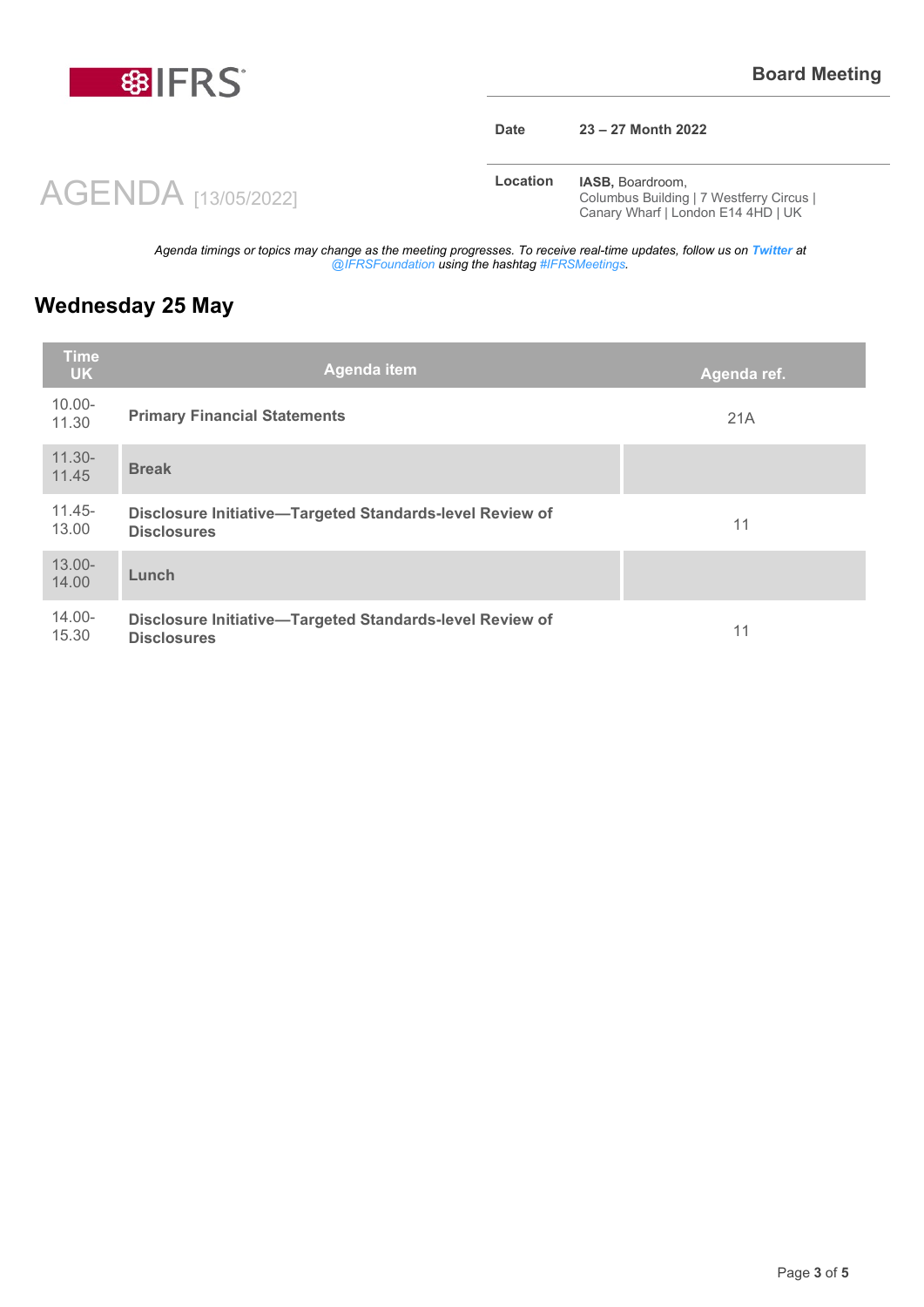IFRS

**Board Meeting**

| | |
|---|---|
| **Date** | **23 – 27 Month 2022** |
| **Location** | **IASB,** Boardroom, Columbus Building \| 7 Westferry Circus \| Canary Wharf \| London E14 4HD \| UK |

# AGENDA [13/05/2022]

*Agenda timings or topics may change as the meeting progresses. To receive real-time updates, follow us on* ***Twitter*** *at @IFRSFoundation using the hashtag #IFRSMeetings.*

## Wednesday 25 May

| Time UK | Agenda item | Agenda ref. |
|---|---|---|
| 10.00-11.30 | **Primary Financial Statements** | 21A |
| 11.30-11.45 | **Break** | |
| 11.45-13.00 | **Disclosure Initiative—Targeted Standards-level Review of Disclosures** | 11 |
| 13.00-14.00 | **Lunch** | |
| 14.00-15.30 | **Disclosure Initiative—Targeted Standards-level Review of Disclosures** | 11 |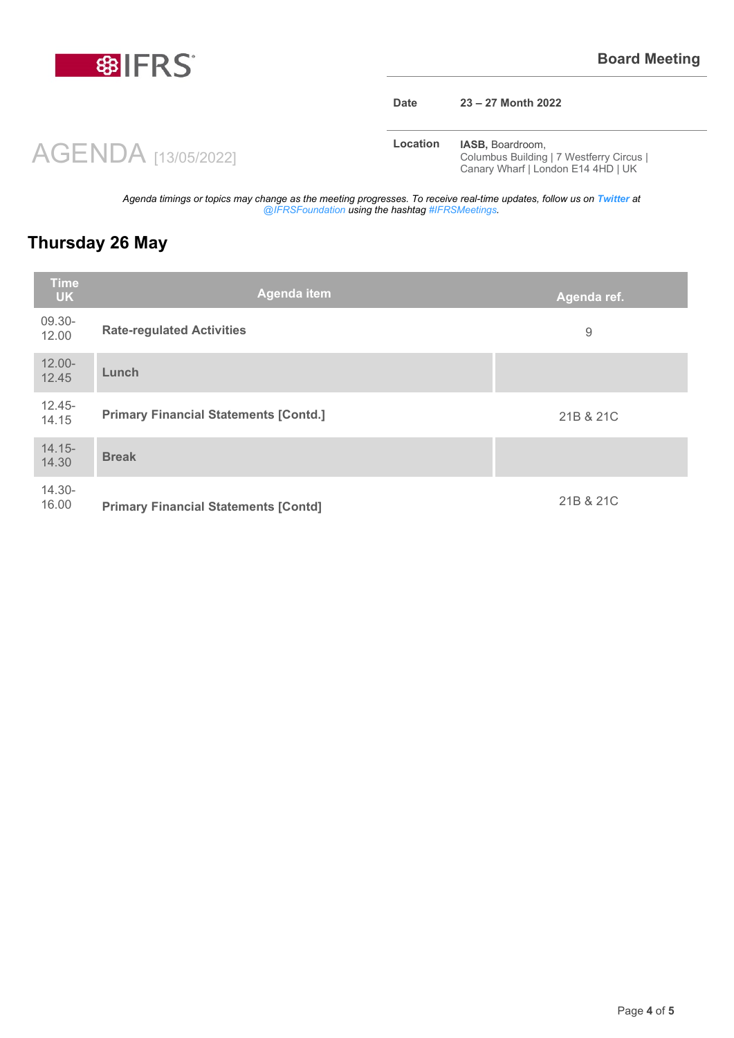# Board Meeting

| | |
|---|---|
| **Date** | **23 – 27 Month 2022** |
| **Location** | **IASB,** Boardroom, Columbus Building \| 7 Westferry Circus \| Canary Wharf \| London E14 4HD \| UK |

# AGENDA [13/05/2022]

*Agenda timings or topics may change as the meeting progresses. To receive real-time updates, follow us on **Twitter** at @IFRSFoundation using the hashtag #IFRSMeetings.*

## Thursday 26 May

| Time UK | Agenda item | Agenda ref. |
|---|---|---|
| 09.30-12.00 | **Rate-regulated Activities** | 9 |
| 12.00-12.45 | **Lunch** | |
| 12.45-14.15 | **Primary Financial Statements [Contd.]** | 21B & 21C |
| 14.15-14.30 | **Break** | |
| 14.30-16.00 | **Primary Financial Statements [Contd]** | 21B & 21C |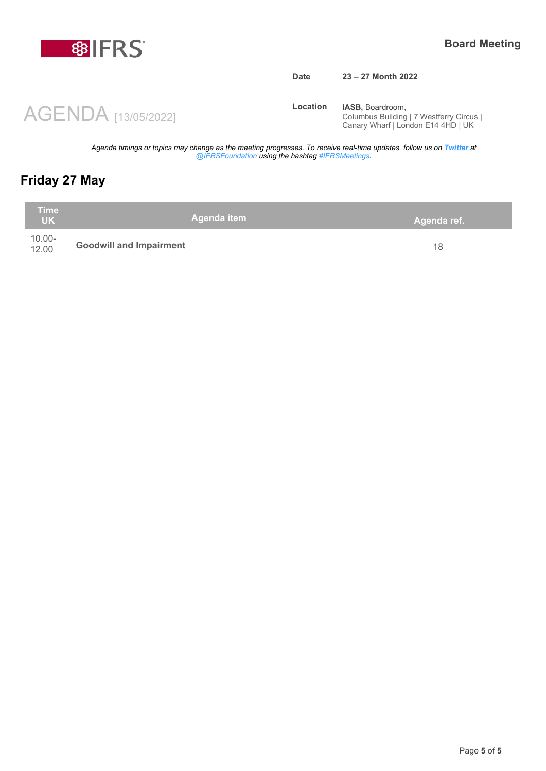**Board Meeting**

| | |
|---|---|
| **Date** | **23 – 27 Month 2022** |
| **Location** | **IASB,** Boardroom, Columbus Building \| 7 Westferry Circus \| Canary Wharf \| London E14 4HD \| UK |

# AGENDA [13/05/2022]

*Agenda timings or topics may change as the meeting progresses. To receive real-time updates, follow us on **Twitter** at @IFRSFoundation using the hashtag #IFRSMeetings.*

## Friday 27 May

| Time UK | Agenda item | Agenda ref. |
|---|---|---|
| 10.00-12.00 | **Goodwill and Impairment** | 18 |